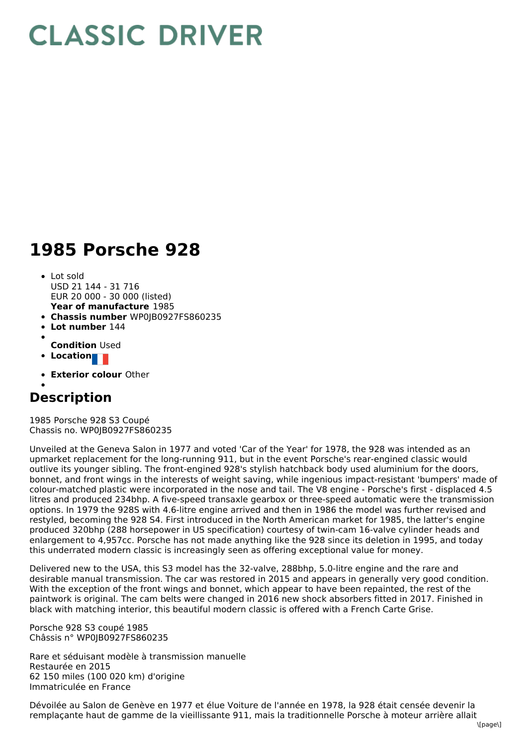# CLASSIC DRIVER

# 1985 Porsche 928

- Lot sold
  USD 21 144 - 31 716
  EUR 20 000 - 30 000 (listed)
  **Year of manufacture** 1985
- **Chassis number** WP0JB0927FS860235
- **Lot number** 144
- **Condition** Used
- **Location**
- **Exterior colour** Other

## Description

1985 Porsche 928 S3 Coupé
Chassis no. WP0JB0927FS860235

Unveiled at the Geneva Salon in 1977 and voted 'Car of the Year' for 1978, the 928 was intended as an upmarket replacement for the long-running 911, but in the event Porsche's rear-engined classic would outlive its younger sibling. The front-engined 928's stylish hatchback body used aluminium for the doors, bonnet, and front wings in the interests of weight saving, while ingenious impact-resistant 'bumpers' made of colour-matched plastic were incorporated in the nose and tail. The V8 engine - Porsche's first - displaced 4.5 litres and produced 234bhp. A five-speed transaxle gearbox or three-speed automatic were the transmission options. In 1979 the 928S with 4.6-litre engine arrived and then in 1986 the model was further revised and restyled, becoming the 928 S4. First introduced in the North American market for 1985, the latter's engine produced 320bhp (288 horsepower in US specification) courtesy of twin-cam 16-valve cylinder heads and enlargement to 4,957cc. Porsche has not made anything like the 928 since its deletion in 1995, and today this underrated modern classic is increasingly seen as offering exceptional value for money.

Delivered new to the USA, this S3 model has the 32-valve, 288bhp, 5.0-litre engine and the rare and desirable manual transmission. The car was restored in 2015 and appears in generally very good condition. With the exception of the front wings and bonnet, which appear to have been repainted, the rest of the paintwork is original. The cam belts were changed in 2016 new shock absorbers fitted in 2017. Finished in black with matching interior, this beautiful modern classic is offered with a French Carte Grise.

Porsche 928 S3 coupé 1985
Châssis n° WP0JB0927FS860235

Rare et séduisant modèle à transmission manuelle
Restaurée en 2015
62 150 miles (100 020 km) d'origine
Immatriculée en France

Dévoilée au Salon de Genève en 1977 et élue Voiture de l'année en 1978, la 928 était censée devenir la remplaçante haut de gamme de la vieillissante 911, mais la traditionnelle Porsche à moteur arrière allait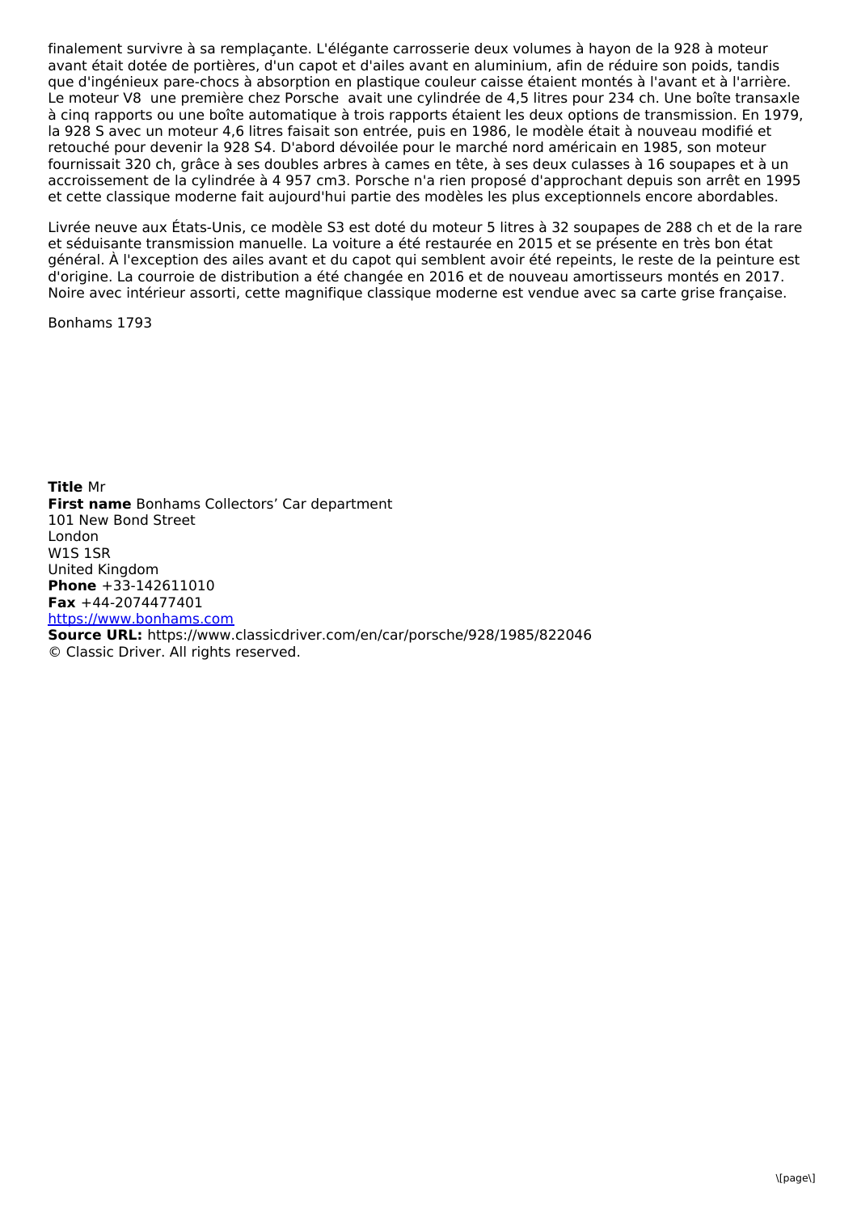finalement survivre à sa remplaçante. L'élégante carrosserie deux volumes à hayon de la 928 à moteur avant était dotée de portières, d'un capot et d'ailes avant en aluminium, afin de réduire son poids, tandis que d'ingénieux pare-chocs à absorption en plastique couleur caisse étaient montés à l'avant et à l'arrière. Le moteur V8  une première chez Porsche  avait une cylindrée de 4,5 litres pour 234 ch. Une boîte transaxle à cinq rapports ou une boîte automatique à trois rapports étaient les deux options de transmission. En 1979, la 928 S avec un moteur 4,6 litres faisait son entrée, puis en 1986, le modèle était à nouveau modifié et retouché pour devenir la 928 S4. D'abord dévoilée pour le marché nord américain en 1985, son moteur fournissait 320 ch, grâce à ses doubles arbres à cames en tête, à ses deux culasses à 16 soupapes et à un accroissement de la cylindrée à 4 957 cm3. Porsche n'a rien proposé d'approchant depuis son arrêt en 1995 et cette classique moderne fait aujourd'hui partie des modèles les plus exceptionnels encore abordables.

Livrée neuve aux États-Unis, ce modèle S3 est doté du moteur 5 litres à 32 soupapes de 288 ch et de la rare et séduisante transmission manuelle. La voiture a été restaurée en 2015 et se présente en très bon état général. À l'exception des ailes avant et du capot qui semblent avoir été repeints, le reste de la peinture est d'origine. La courroie de distribution a été changée en 2016 et de nouveau amortisseurs montés en 2017. Noire avec intérieur assorti, cette magnifique classique moderne est vendue avec sa carte grise française.

Bonhams 1793

**Title** Mr
**First name** Bonhams Collectors' Car department
101 New Bond Street
London
W1S 1SR
United Kingdom
**Phone** +33-142611010
**Fax** +44-2074477401
https://www.bonhams.com
**Source URL:** https://www.classicdriver.com/en/car/porsche/928/1985/822046
© Classic Driver. All rights reserved.